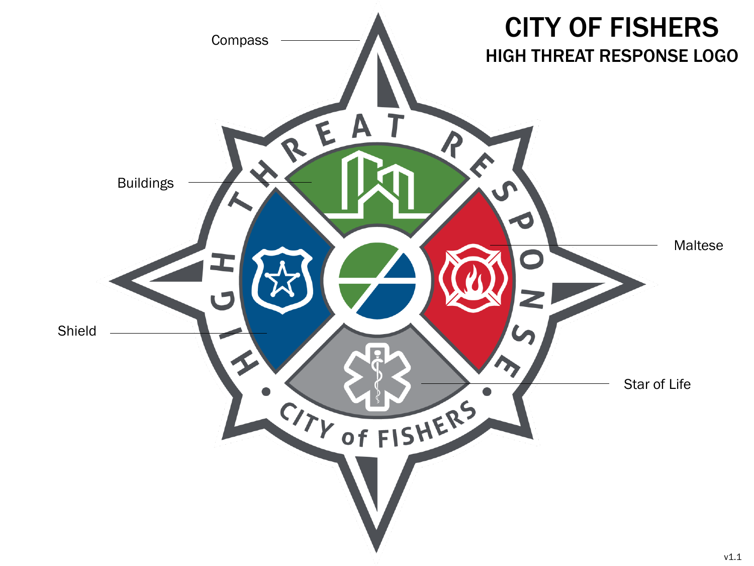# CITY OF FISHERS

## HIGH THREAT RESPONSE LOGO

Compass

Buildings

Maltese

Shield

Star of Life

HIGH THREAT RESPONSE

CITY of FISHERS

v1.1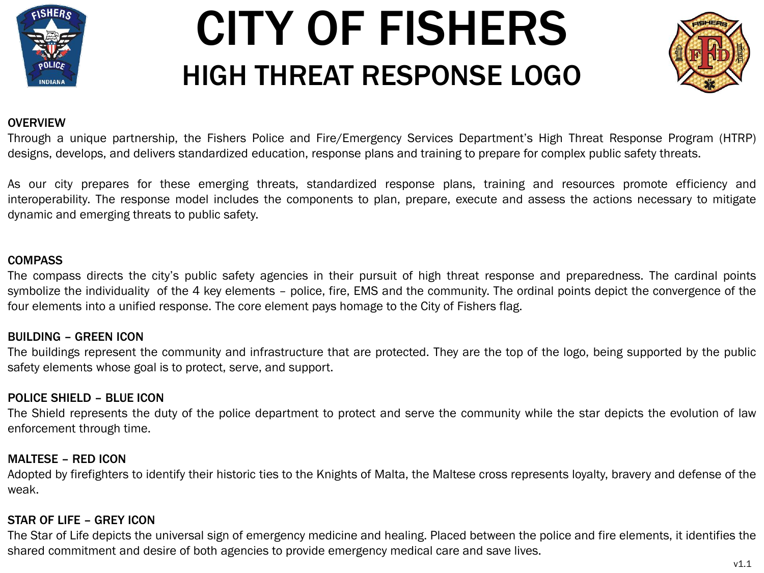# CITY OF FISHERS
## HIGH THREAT RESPONSE LOGO

### OVERVIEW

Through a unique partnership, the Fishers Police and Fire/Emergency Services Department's High Threat Response Program (HTRP) designs, develops, and delivers standardized education, response plans and training to prepare for complex public safety threats.

As our city prepares for these emerging threats, standardized response plans, training and resources promote efficiency and interoperability. The response model includes the components to plan, prepare, execute and assess the actions necessary to mitigate dynamic and emerging threats to public safety.

### COMPASS

The compass directs the city's public safety agencies in their pursuit of high threat response and preparedness. The cardinal points symbolize the individuality of the 4 key elements – police, fire, EMS and the community. The ordinal points depict the convergence of the four elements into a unified response. The core element pays homage to the City of Fishers flag.

### BUILDING – GREEN ICON

The buildings represent the community and infrastructure that are protected. They are the top of the logo, being supported by the public safety elements whose goal is to protect, serve, and support.

### POLICE SHIELD – BLUE ICON

The Shield represents the duty of the police department to protect and serve the community while the star depicts the evolution of law enforcement through time.

### MALTESE – RED ICON

Adopted by firefighters to identify their historic ties to the Knights of Malta, the Maltese cross represents loyalty, bravery and defense of the weak.

### STAR OF LIFE – GREY ICON

The Star of Life depicts the universal sign of emergency medicine and healing. Placed between the police and fire elements, it identifies the shared commitment and desire of both agencies to provide emergency medical care and save lives.

v1.1